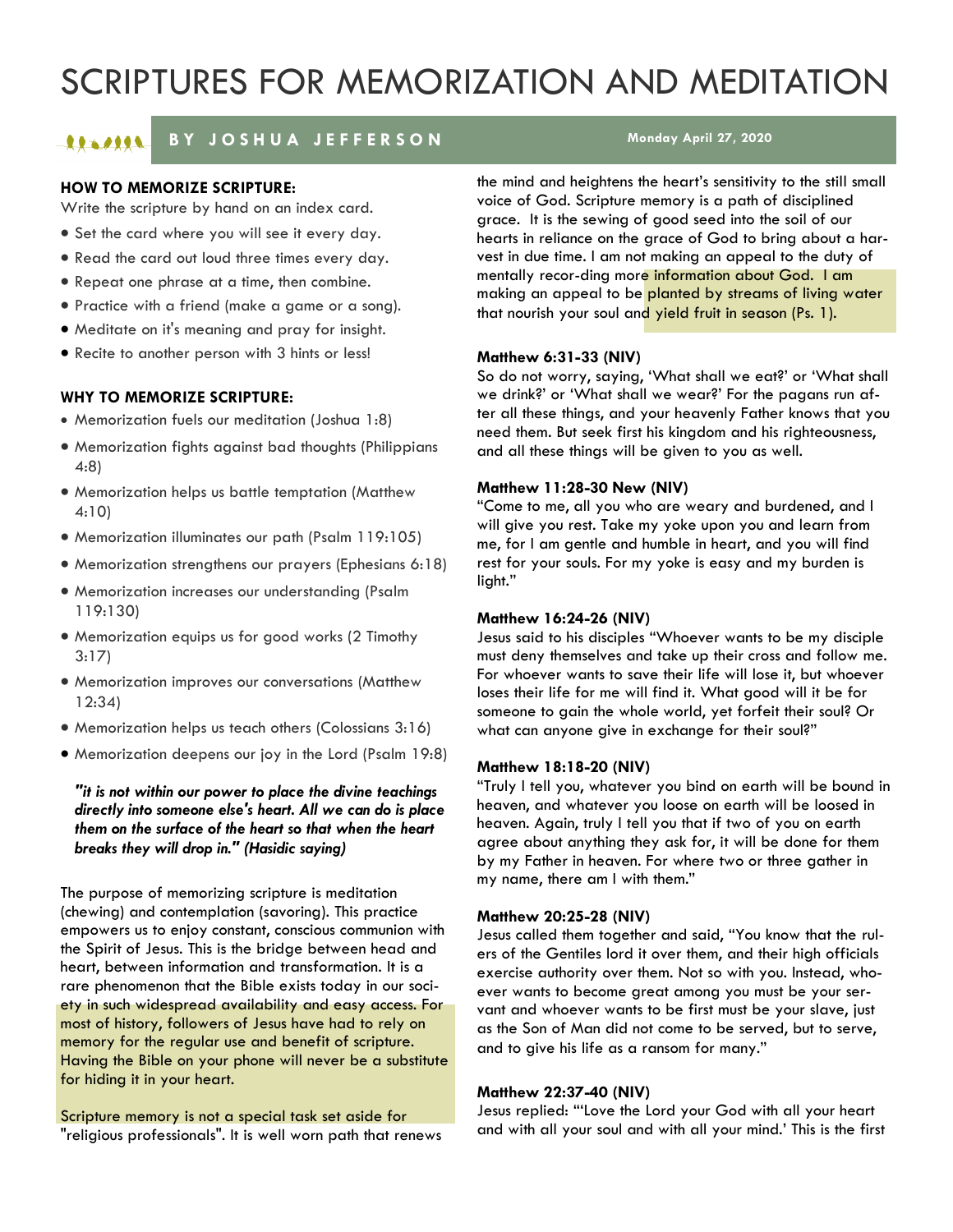# SCRIPTURES FOR MEMORIZATION AND MEDITATION

**BY JOSHUA JEFFERSON** — Monday April 27, 2020

### HOW TO MEMORIZE SCRIPTURE:

Write the scripture by hand on an index card.

- Set the card where you will see it every day.
- Read the card out loud three times every day.
- Repeat one phrase at a time, then combine.
- Practice with a friend (make a game or a song).
- Meditate on it's meaning and pray for insight.
- Recite to another person with 3 hints or less!

### WHY TO MEMORIZE SCRIPTURE:

- Memorization fuels our meditation (Joshua 1:8)
- Memorization fights against bad thoughts (Philippians 4:8)
- Memorization helps us battle temptation (Matthew 4:10)
- Memorization illuminates our path (Psalm 119:105)
- Memorization strengthens our prayers (Ephesians 6:18)
- Memorization increases our understanding (Psalm 119:130)
- Memorization equips us for good works (2 Timothy 3:17)
- Memorization improves our conversations (Matthew 12:34)
- Memorization helps us teach others (Colossians 3:16)
- Memorization deepens our joy in the Lord (Psalm 19:8)

***"it is not within our power to place the divine teachings directly into someone else's heart. All we can do is place them on the surface of the heart so that when the heart breaks they will drop in." (Hasidic saying)***

The purpose of memorizing scripture is meditation (chewing) and contemplation (savoring). This practice empowers us to enjoy constant, conscious communion with the Spirit of Jesus. This is the bridge between head and heart, between information and transformation. It is a rare phenomenon that the Bible exists today in our society in such widespread availability and easy access. For most of history, followers of Jesus have had to rely on memory for the regular use and benefit of scripture. Having the Bible on your phone will never be a substitute for hiding it in your heart.

Scripture memory is not a special task set aside for "religious professionals". It is well worn path that renews the mind and heightens the heart's sensitivity to the still small voice of God. Scripture memory is a path of disciplined grace. It is the sewing of good seed into the soil of our hearts in reliance on the grace of God to bring about a harvest in due time. I am not making an appeal to the duty of mentally recor-ding more information about God. I am making an appeal to be planted by streams of living water that nourish your soul and yield fruit in season (Ps. 1).

**Matthew 6:31-33 (NIV)**
So do not worry, saying, 'What shall we eat?' or 'What shall we drink?' or 'What shall we wear?' For the pagans run after all these things, and your heavenly Father knows that you need them. But seek first his kingdom and his righteousness, and all these things will be given to you as well.

**Matthew 11:28-30 New (NIV)**
"Come to me, all you who are weary and burdened, and I will give you rest. Take my yoke upon you and learn from me, for I am gentle and humble in heart, and you will find rest for your souls. For my yoke is easy and my burden is light."

**Matthew 16:24-26 (NIV)**
Jesus said to his disciples "Whoever wants to be my disciple must deny themselves and take up their cross and follow me. For whoever wants to save their life will lose it, but whoever loses their life for me will find it. What good will it be for someone to gain the whole world, yet forfeit their soul? Or what can anyone give in exchange for their soul?"

**Matthew 18:18-20 (NIV)**
"Truly I tell you, whatever you bind on earth will be bound in heaven, and whatever you loose on earth will be loosed in heaven. Again, truly I tell you that if two of you on earth agree about anything they ask for, it will be done for them by my Father in heaven. For where two or three gather in my name, there am I with them."

**Matthew 20:25-28 (NIV)**
Jesus called them together and said, "You know that the rulers of the Gentiles lord it over them, and their high officials exercise authority over them. Not so with you. Instead, whoever wants to become great among you must be your servant and whoever wants to be first must be your slave, just as the Son of Man did not come to be served, but to serve, and to give his life as a ransom for many."

**Matthew 22:37-40 (NIV)**
Jesus replied: "'Love the Lord your God with all your heart and with all your soul and with all your mind.' This is the first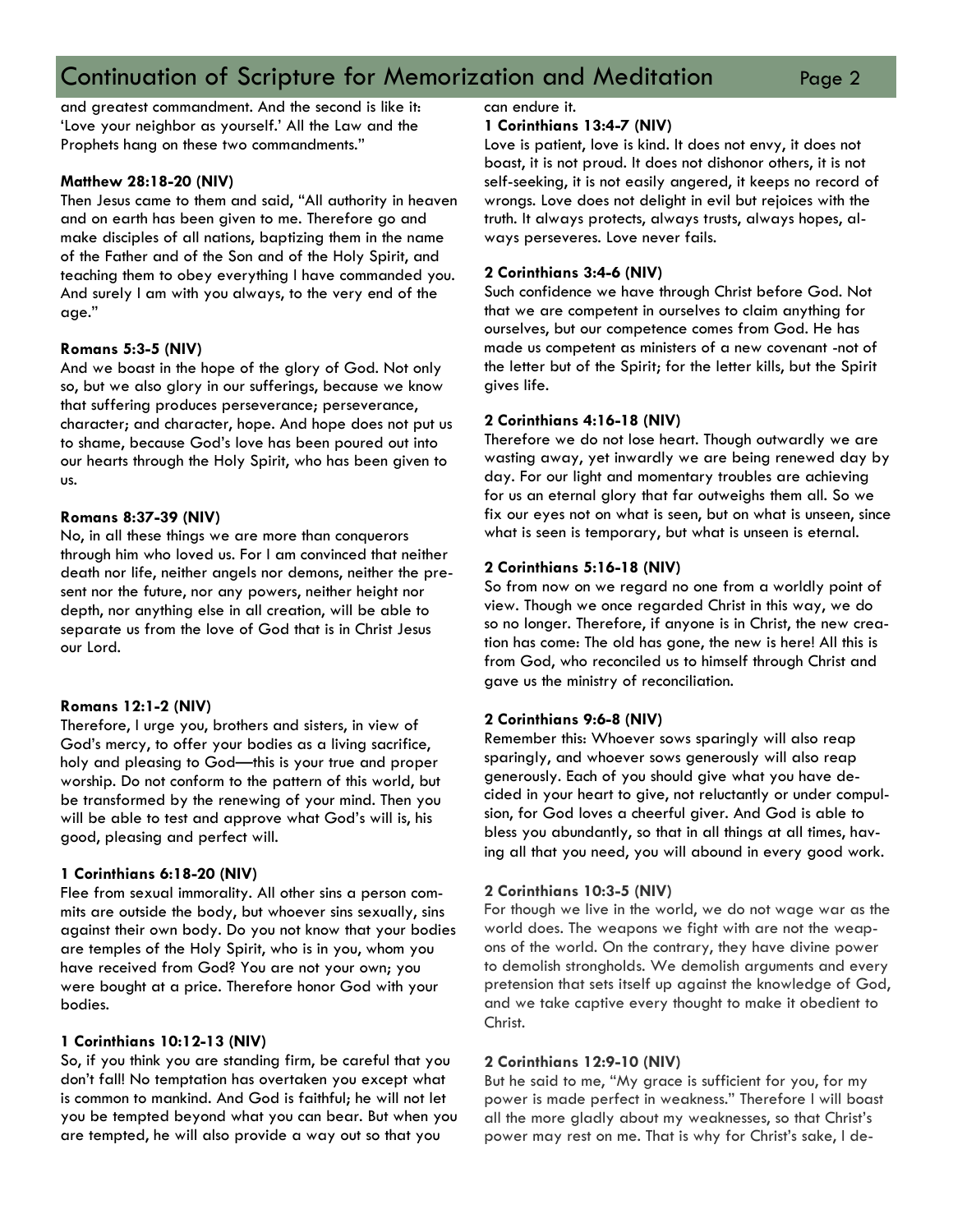and greatest commandment. And the second is like it: 'Love your neighbor as yourself.' All the Law and the Prophets hang on these two commandments."

**Matthew 28:18-20 (NIV)**
Then Jesus came to them and said, "All authority in heaven and on earth has been given to me. Therefore go and make disciples of all nations, baptizing them in the name of the Father and of the Son and of the Holy Spirit, and teaching them to obey everything I have commanded you. And surely I am with you always, to the very end of the age."

**Romans 5:3-5 (NIV)**
And we boast in the hope of the glory of God. Not only so, but we also glory in our sufferings, because we know that suffering produces perseverance; perseverance, character; and character, hope. And hope does not put us to shame, because God's love has been poured out into our hearts through the Holy Spirit, who has been given to us.

**Romans 8:37-39 (NIV)**
No, in all these things we are more than conquerors through him who loved us. For I am convinced that neither death nor life, neither angels nor demons, neither the present nor the future, nor any powers, neither height nor depth, nor anything else in all creation, will be able to separate us from the love of God that is in Christ Jesus our Lord.

**Romans 12:1-2 (NIV)**
Therefore, I urge you, brothers and sisters, in view of God's mercy, to offer your bodies as a living sacrifice, holy and pleasing to God—this is your true and proper worship. Do not conform to the pattern of this world, but be transformed by the renewing of your mind. Then you will be able to test and approve what God's will is, his good, pleasing and perfect will.

**1 Corinthians 6:18-20 (NIV)**
Flee from sexual immorality. All other sins a person commits are outside the body, but whoever sins sexually, sins against their own body. Do you not know that your bodies are temples of the Holy Spirit, who is in you, whom you have received from God? You are not your own; you were bought at a price. Therefore honor God with your bodies.

**1 Corinthians 10:12-13 (NIV)**
So, if you think you are standing firm, be careful that you don't fall! No temptation has overtaken you except what is common to mankind. And God is faithful; he will not let you be tempted beyond what you can bear. But when you are tempted, he will also provide a way out so that you can endure it.

**1 Corinthians 13:4-7 (NIV)**
Love is patient, love is kind. It does not envy, it does not boast, it is not proud. It does not dishonor others, it is not self-seeking, it is not easily angered, it keeps no record of wrongs. Love does not delight in evil but rejoices with the truth. It always protects, always trusts, always hopes, always perseveres. Love never fails.

**2 Corinthians 3:4-6 (NIV)**
Such confidence we have through Christ before God. Not that we are competent in ourselves to claim anything for ourselves, but our competence comes from God. He has made us competent as ministers of a new covenant -not of the letter but of the Spirit; for the letter kills, but the Spirit gives life.

**2 Corinthians 4:16-18 (NIV)**
Therefore we do not lose heart. Though outwardly we are wasting away, yet inwardly we are being renewed day by day. For our light and momentary troubles are achieving for us an eternal glory that far outweighs them all. So we fix our eyes not on what is seen, but on what is unseen, since what is seen is temporary, but what is unseen is eternal.

**2 Corinthians 5:16-18 (NIV)**
So from now on we regard no one from a worldly point of view. Though we once regarded Christ in this way, we do so no longer. Therefore, if anyone is in Christ, the new creation has come: The old has gone, the new is here! All this is from God, who reconciled us to himself through Christ and gave us the ministry of reconciliation.

**2 Corinthians 9:6-8 (NIV)**
Remember this: Whoever sows sparingly will also reap sparingly, and whoever sows generously will also reap generously. Each of you should give what you have decided in your heart to give, not reluctantly or under compulsion, for God loves a cheerful giver. And God is able to bless you abundantly, so that in all things at all times, having all that you need, you will abound in every good work.

**2 Corinthians 10:3-5 (NIV)**
For though we live in the world, we do not wage war as the world does. The weapons we fight with are not the weapons of the world. On the contrary, they have divine power to demolish strongholds. We demolish arguments and every pretension that sets itself up against the knowledge of God, and we take captive every thought to make it obedient to Christ.

**2 Corinthians 12:9-10 (NIV)**
But he said to me, "My grace is sufficient for you, for my power is made perfect in weakness." Therefore I will boast all the more gladly about my weaknesses, so that Christ's power may rest on me. That is why for Christ's sake, I de-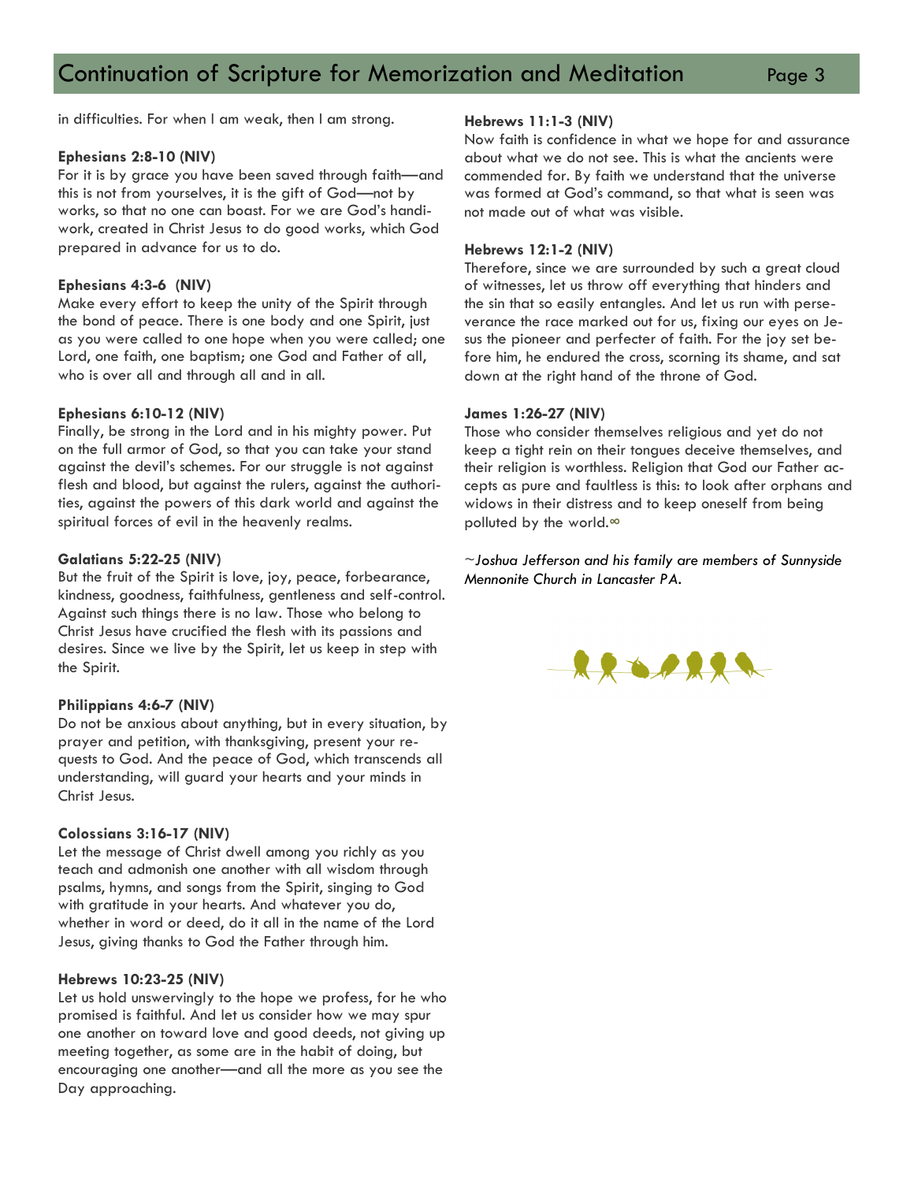in difficulties. For when I am weak, then I am strong.

**Ephesians 2:8-10 (NIV)**
For it is by grace you have been saved through faith—and this is not from yourselves, it is the gift of God—not by works, so that no one can boast. For we are God's handiwork, created in Christ Jesus to do good works, which God prepared in advance for us to do.

**Ephesians 4:3-6 (NIV)**
Make every effort to keep the unity of the Spirit through the bond of peace. There is one body and one Spirit, just as you were called to one hope when you were called; one Lord, one faith, one baptism; one God and Father of all, who is over all and through all and in all.

**Ephesians 6:10-12 (NIV)**
Finally, be strong in the Lord and in his mighty power. Put on the full armor of God, so that you can take your stand against the devil's schemes. For our struggle is not against flesh and blood, but against the rulers, against the authorities, against the powers of this dark world and against the spiritual forces of evil in the heavenly realms.

**Galatians 5:22-25 (NIV)**
But the fruit of the Spirit is love, joy, peace, forbearance, kindness, goodness, faithfulness, gentleness and self-control. Against such things there is no law. Those who belong to Christ Jesus have crucified the flesh with its passions and desires. Since we live by the Spirit, let us keep in step with the Spirit.

**Philippians 4:6-7 (NIV)**
Do not be anxious about anything, but in every situation, by prayer and petition, with thanksgiving, present your requests to God. And the peace of God, which transcends all understanding, will guard your hearts and your minds in Christ Jesus.

**Colossians 3:16-17 (NIV)**
Let the message of Christ dwell among you richly as you teach and admonish one another with all wisdom through psalms, hymns, and songs from the Spirit, singing to God with gratitude in your hearts. And whatever you do, whether in word or deed, do it all in the name of the Lord Jesus, giving thanks to God the Father through him.

**Hebrews 10:23-25 (NIV)**
Let us hold unswervingly to the hope we profess, for he who promised is faithful. And let us consider how we may spur one another on toward love and good deeds, not giving up meeting together, as some are in the habit of doing, but encouraging one another—and all the more as you see the Day approaching.

**Hebrews 11:1-3 (NIV)**
Now faith is confidence in what we hope for and assurance about what we do not see. This is what the ancients were commended for. By faith we understand that the universe was formed at God's command, so that what is seen was not made out of what was visible.

**Hebrews 12:1-2 (NIV)**
Therefore, since we are surrounded by such a great cloud of witnesses, let us throw off everything that hinders and the sin that so easily entangles. And let us run with perseverance the race marked out for us, fixing our eyes on Jesus the pioneer and perfecter of faith. For the joy set before him, he endured the cross, scorning its shame, and sat down at the right hand of the throne of God.

**James 1:26-27 (NIV)**
Those who consider themselves religious and yet do not keep a tight rein on their tongues deceive themselves, and their religion is worthless. Religion that God our Father accepts as pure and faultless is this: to look after orphans and widows in their distress and to keep oneself from being polluted by the world.∞

*~Joshua Jefferson and his family are members of Sunnyside Mennonite Church in Lancaster PA.*